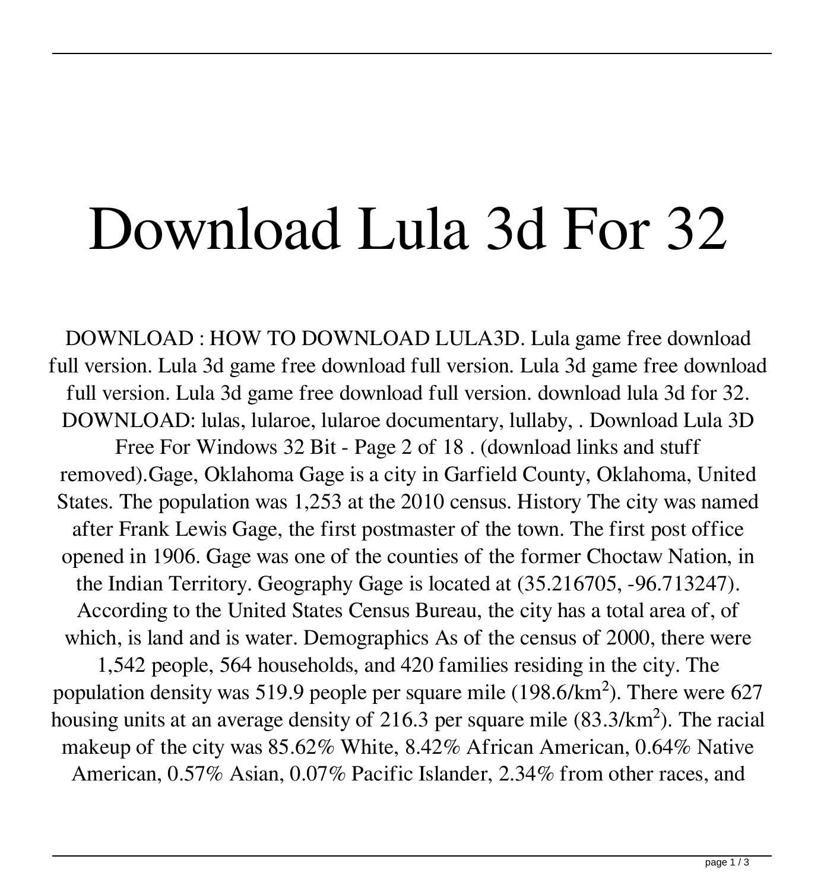# Download Lula 3d For 32

DOWNLOAD : HOW TO DOWNLOAD LULA3D. Lula game free download full version. Lula 3d game free download full version. Lula 3d game free download full version. Lula 3d game free download full version. download lula 3d for 32. DOWNLOAD: lulas, lularoe, lularoe documentary, lullaby, . Download Lula 3D Free For Windows 32 Bit - Page 2 of 18 . (download links and stuff removed).Gage, Oklahoma Gage is a city in Garfield County, Oklahoma, United States. The population was 1,253 at the 2010 census. History The city was named after Frank Lewis Gage, the first postmaster of the town. The first post office opened in 1906. Gage was one of the counties of the former Choctaw Nation, in the Indian Territory. Geography Gage is located at (35.216705, -96.713247). According to the United States Census Bureau, the city has a total area of, of which, is land and is water. Demographics As of the census of 2000, there were 1,542 people, 564 households, and 420 families residing in the city. The population density was 519.9 people per square mile (198.6/km$^2$). There were 627 housing units at an average density of 216.3 per square mile (83.3/km$^2$). The racial makeup of the city was 85.62% White, 8.42% African American, 0.64% Native American, 0.57% Asian, 0.07% Pacific Islander, 2.34% from other races, and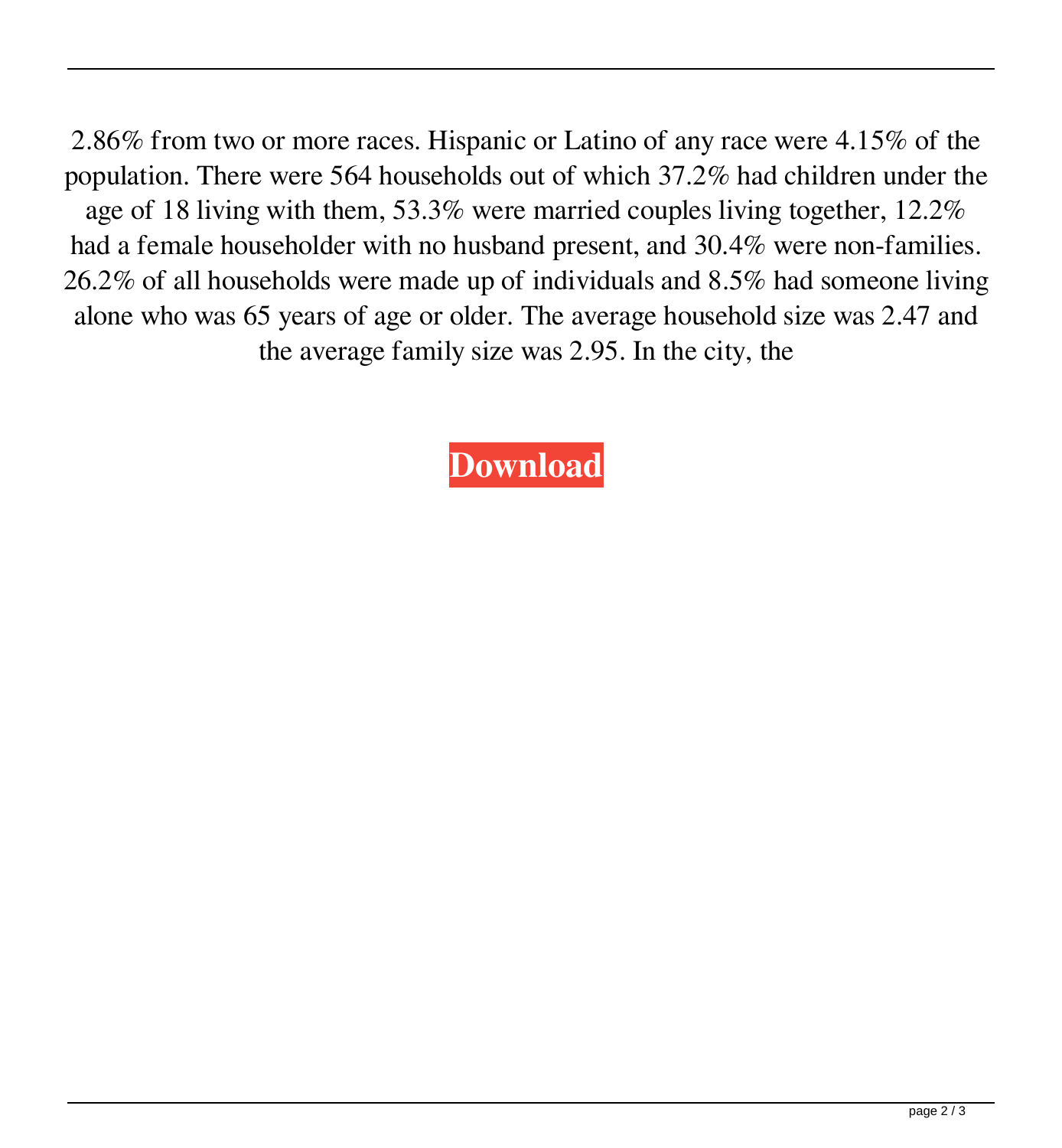2.86% from two or more races. Hispanic or Latino of any race were 4.15% of the population. There were 564 households out of which 37.2% had children under the age of 18 living with them, 53.3% were married couples living together, 12.2% had a female householder with no husband present, and 30.4% were non-families. 26.2% of all households were made up of individuals and 8.5% had someone living alone who was 65 years of age or older. The average household size was 2.47 and the average family size was 2.95. In the city, the

**Download**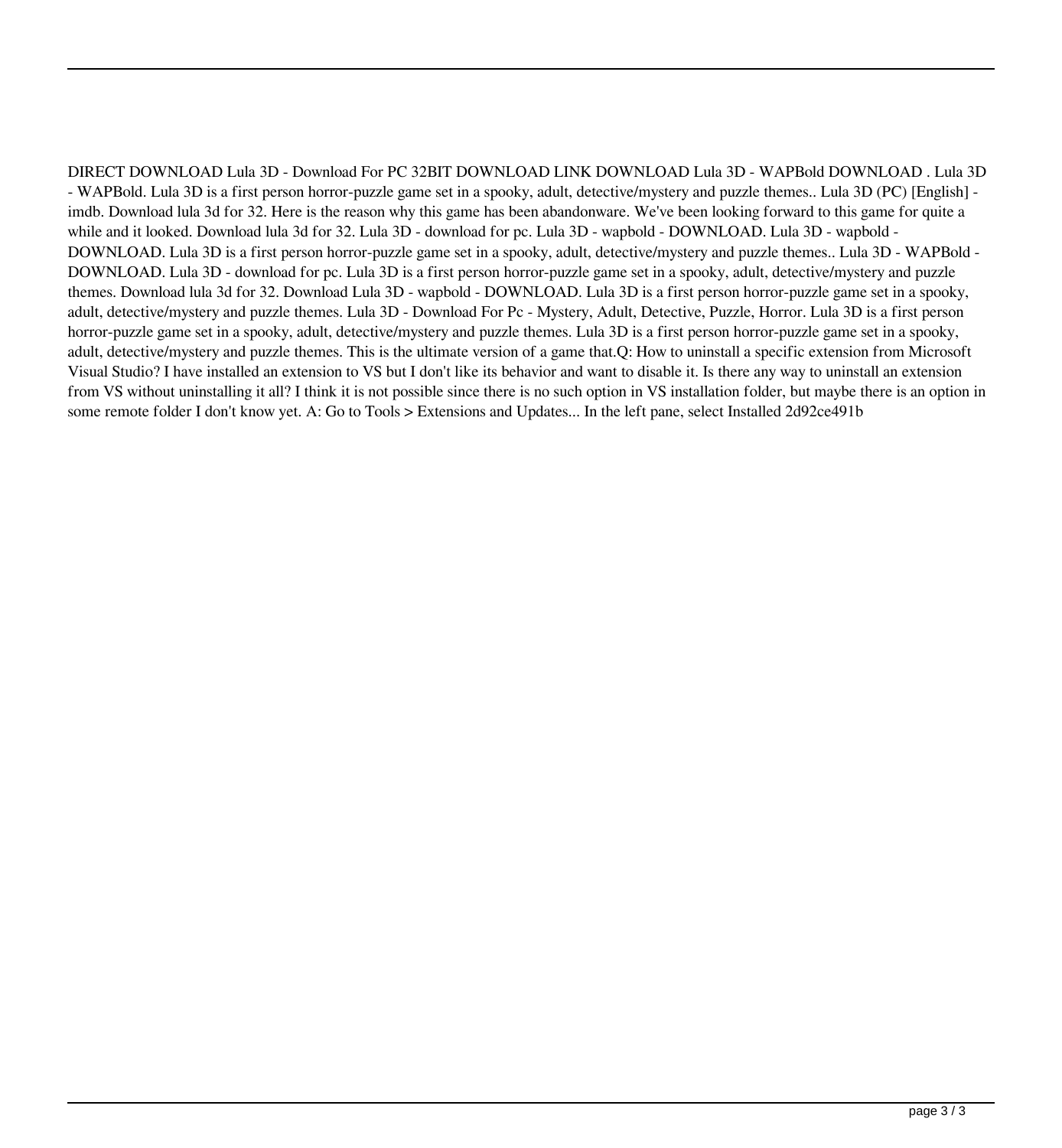DIRECT DOWNLOAD Lula 3D - Download For PC 32BIT DOWNLOAD LINK DOWNLOAD Lula 3D - WAPBold DOWNLOAD . Lula 3D - WAPBold. Lula 3D is a first person horror-puzzle game set in a spooky, adult, detective/mystery and puzzle themes.. Lula 3D (PC) [English] - imdb. Download lula 3d for 32. Here is the reason why this game has been abandonware. We've been looking forward to this game for quite a while and it looked. Download lula 3d for 32. Lula 3D - download for pc. Lula 3D - wapbold - DOWNLOAD. Lula 3D - wapbold - DOWNLOAD. Lula 3D is a first person horror-puzzle game set in a spooky, adult, detective/mystery and puzzle themes.. Lula 3D - WAPBold - DOWNLOAD. Lula 3D - download for pc. Lula 3D is a first person horror-puzzle game set in a spooky, adult, detective/mystery and puzzle themes. Download lula 3d for 32. Download Lula 3D - wapbold - DOWNLOAD. Lula 3D is a first person horror-puzzle game set in a spooky, adult, detective/mystery and puzzle themes. Lula 3D - Download For Pc - Mystery, Adult, Detective, Puzzle, Horror. Lula 3D is a first person horror-puzzle game set in a spooky, adult, detective/mystery and puzzle themes. Lula 3D is a first person horror-puzzle game set in a spooky, adult, detective/mystery and puzzle themes. This is the ultimate version of a game that.Q: How to uninstall a specific extension from Microsoft Visual Studio? I have installed an extension to VS but I don't like its behavior and want to disable it. Is there any way to uninstall an extension from VS without uninstalling it all? I think it is not possible since there is no such option in VS installation folder, but maybe there is an option in some remote folder I don't know yet. A: Go to Tools > Extensions and Updates... In the left pane, select Installed 2d92ce491b